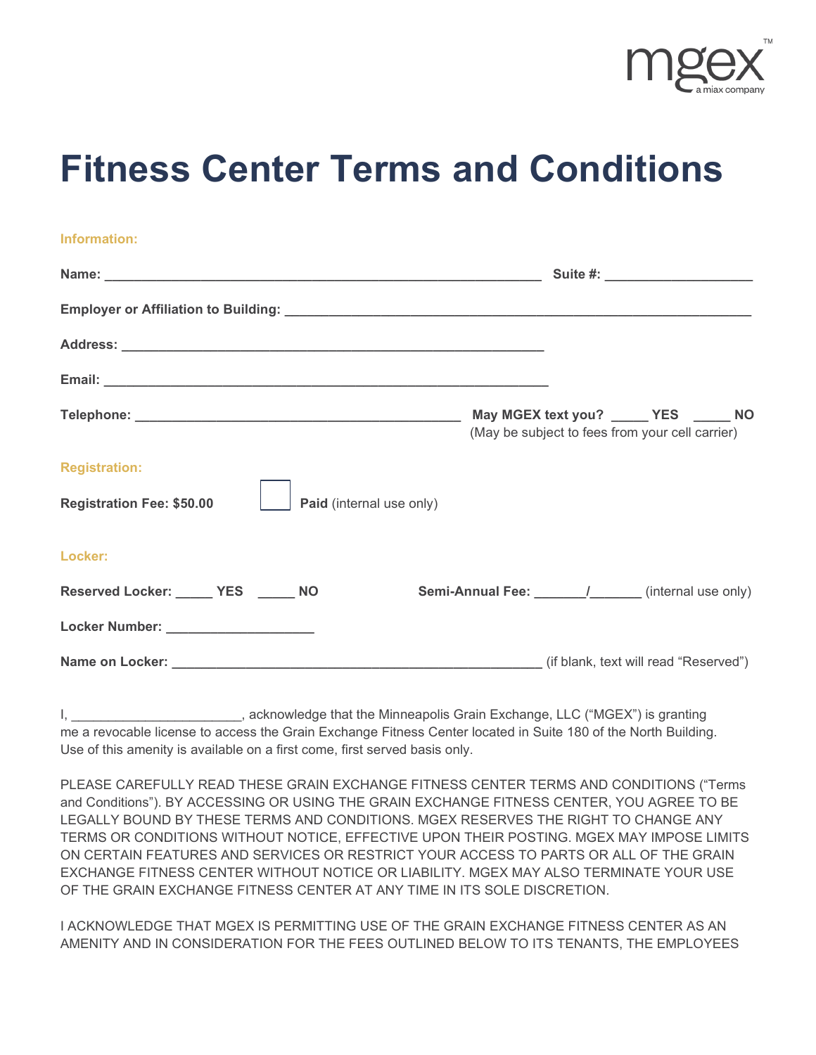# Fitness Center Terms and Conditions

**Information:**

**Name:** ______________________________________________________ **Suite #:** __________________

**Employer or Affiliation to Building:** __________________________________________________________

**Address:** _____________________________________________________

**Email:** _______________________________________________________

**Telephone:** ________________________________________ **May MGEX text you?** _____ **YES** _____ **NO**
(May be subject to fees from your cell carrier)

**Registration:**

**Registration Fee: $50.00** ☐ **Paid** (internal use only)

**Locker:**

**Reserved Locker:** _____ **YES** _____ **NO** **Semi-Annual Fee:** _______/_______ (internal use only)

**Locker Number:** ___________________

**Name on Locker:** ______________________________________________ (if blank, text will read "Reserved")

I, ______________________, acknowledge that the Minneapolis Grain Exchange, LLC ("MGEX") is granting me a revocable license to access the Grain Exchange Fitness Center located in Suite 180 of the North Building. Use of this amenity is available on a first come, first served basis only.

PLEASE CAREFULLY READ THESE GRAIN EXCHANGE FITNESS CENTER TERMS AND CONDITIONS ("Terms and Conditions"). BY ACCESSING OR USING THE GRAIN EXCHANGE FITNESS CENTER, YOU AGREE TO BE LEGALLY BOUND BY THESE TERMS AND CONDITIONS. MGEX RESERVES THE RIGHT TO CHANGE ANY TERMS OR CONDITIONS WITHOUT NOTICE, EFFECTIVE UPON THEIR POSTING. MGEX MAY IMPOSE LIMITS ON CERTAIN FEATURES AND SERVICES OR RESTRICT YOUR ACCESS TO PARTS OR ALL OF THE GRAIN EXCHANGE FITNESS CENTER WITHOUT NOTICE OR LIABILITY. MGEX MAY ALSO TERMINATE YOUR USE OF THE GRAIN EXCHANGE FITNESS CENTER AT ANY TIME IN ITS SOLE DISCRETION.

I ACKNOWLEDGE THAT MGEX IS PERMITTING USE OF THE GRAIN EXCHANGE FITNESS CENTER AS AN AMENITY AND IN CONSIDERATION FOR THE FEES OUTLINED BELOW TO ITS TENANTS, THE EMPLOYEES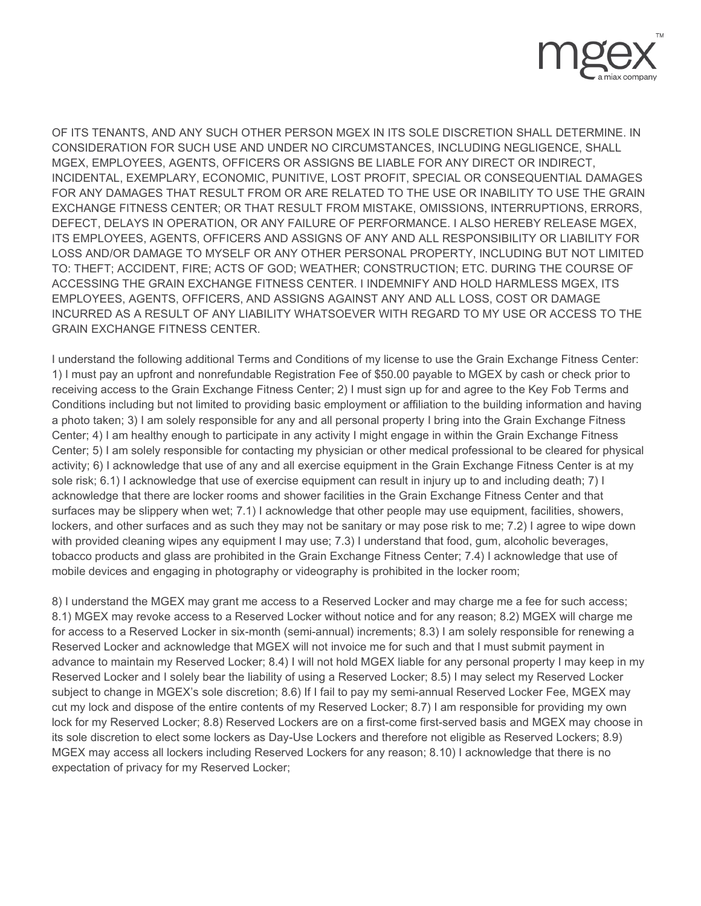OF ITS TENANTS, AND ANY SUCH OTHER PERSON MGEX IN ITS SOLE DISCRETION SHALL DETERMINE. IN CONSIDERATION FOR SUCH USE AND UNDER NO CIRCUMSTANCES, INCLUDING NEGLIGENCE, SHALL MGEX, EMPLOYEES, AGENTS, OFFICERS OR ASSIGNS BE LIABLE FOR ANY DIRECT OR INDIRECT, INCIDENTAL, EXEMPLARY, ECONOMIC, PUNITIVE, LOST PROFIT, SPECIAL OR CONSEQUENTIAL DAMAGES FOR ANY DAMAGES THAT RESULT FROM OR ARE RELATED TO THE USE OR INABILITY TO USE THE GRAIN EXCHANGE FITNESS CENTER; OR THAT RESULT FROM MISTAKE, OMISSIONS, INTERRUPTIONS, ERRORS, DEFECT, DELAYS IN OPERATION, OR ANY FAILURE OF PERFORMANCE. I ALSO HEREBY RELEASE MGEX, ITS EMPLOYEES, AGENTS, OFFICERS AND ASSIGNS OF ANY AND ALL RESPONSIBILITY OR LIABILITY FOR LOSS AND/OR DAMAGE TO MYSELF OR ANY OTHER PERSONAL PROPERTY, INCLUDING BUT NOT LIMITED TO: THEFT; ACCIDENT, FIRE; ACTS OF GOD; WEATHER; CONSTRUCTION; ETC. DURING THE COURSE OF ACCESSING THE GRAIN EXCHANGE FITNESS CENTER. I INDEMNIFY AND HOLD HARMLESS MGEX, ITS EMPLOYEES, AGENTS, OFFICERS, AND ASSIGNS AGAINST ANY AND ALL LOSS, COST OR DAMAGE INCURRED AS A RESULT OF ANY LIABILITY WHATSOEVER WITH REGARD TO MY USE OR ACCESS TO THE GRAIN EXCHANGE FITNESS CENTER.

I understand the following additional Terms and Conditions of my license to use the Grain Exchange Fitness Center: 1) I must pay an upfront and nonrefundable Registration Fee of $50.00 payable to MGEX by cash or check prior to receiving access to the Grain Exchange Fitness Center; 2) I must sign up for and agree to the Key Fob Terms and Conditions including but not limited to providing basic employment or affiliation to the building information and having a photo taken; 3) I am solely responsible for any and all personal property I bring into the Grain Exchange Fitness Center; 4) I am healthy enough to participate in any activity I might engage in within the Grain Exchange Fitness Center; 5) I am solely responsible for contacting my physician or other medical professional to be cleared for physical activity; 6) I acknowledge that use of any and all exercise equipment in the Grain Exchange Fitness Center is at my sole risk; 6.1) I acknowledge that use of exercise equipment can result in injury up to and including death; 7) I acknowledge that there are locker rooms and shower facilities in the Grain Exchange Fitness Center and that surfaces may be slippery when wet; 7.1) I acknowledge that other people may use equipment, facilities, showers, lockers, and other surfaces and as such they may not be sanitary or may pose risk to me; 7.2) I agree to wipe down with provided cleaning wipes any equipment I may use; 7.3) I understand that food, gum, alcoholic beverages, tobacco products and glass are prohibited in the Grain Exchange Fitness Center; 7.4) I acknowledge that use of mobile devices and engaging in photography or videography is prohibited in the locker room;

8) I understand the MGEX may grant me access to a Reserved Locker and may charge me a fee for such access; 8.1) MGEX may revoke access to a Reserved Locker without notice and for any reason; 8.2) MGEX will charge me for access to a Reserved Locker in six-month (semi-annual) increments; 8.3) I am solely responsible for renewing a Reserved Locker and acknowledge that MGEX will not invoice me for such and that I must submit payment in advance to maintain my Reserved Locker; 8.4) I will not hold MGEX liable for any personal property I may keep in my Reserved Locker and I solely bear the liability of using a Reserved Locker; 8.5) I may select my Reserved Locker subject to change in MGEX's sole discretion; 8.6) If I fail to pay my semi-annual Reserved Locker Fee, MGEX may cut my lock and dispose of the entire contents of my Reserved Locker; 8.7) I am responsible for providing my own lock for my Reserved Locker; 8.8) Reserved Lockers are on a first-come first-served basis and MGEX may choose in its sole discretion to elect some lockers as Day-Use Lockers and therefore not eligible as Reserved Lockers; 8.9) MGEX may access all lockers including Reserved Lockers for any reason; 8.10) I acknowledge that there is no expectation of privacy for my Reserved Locker;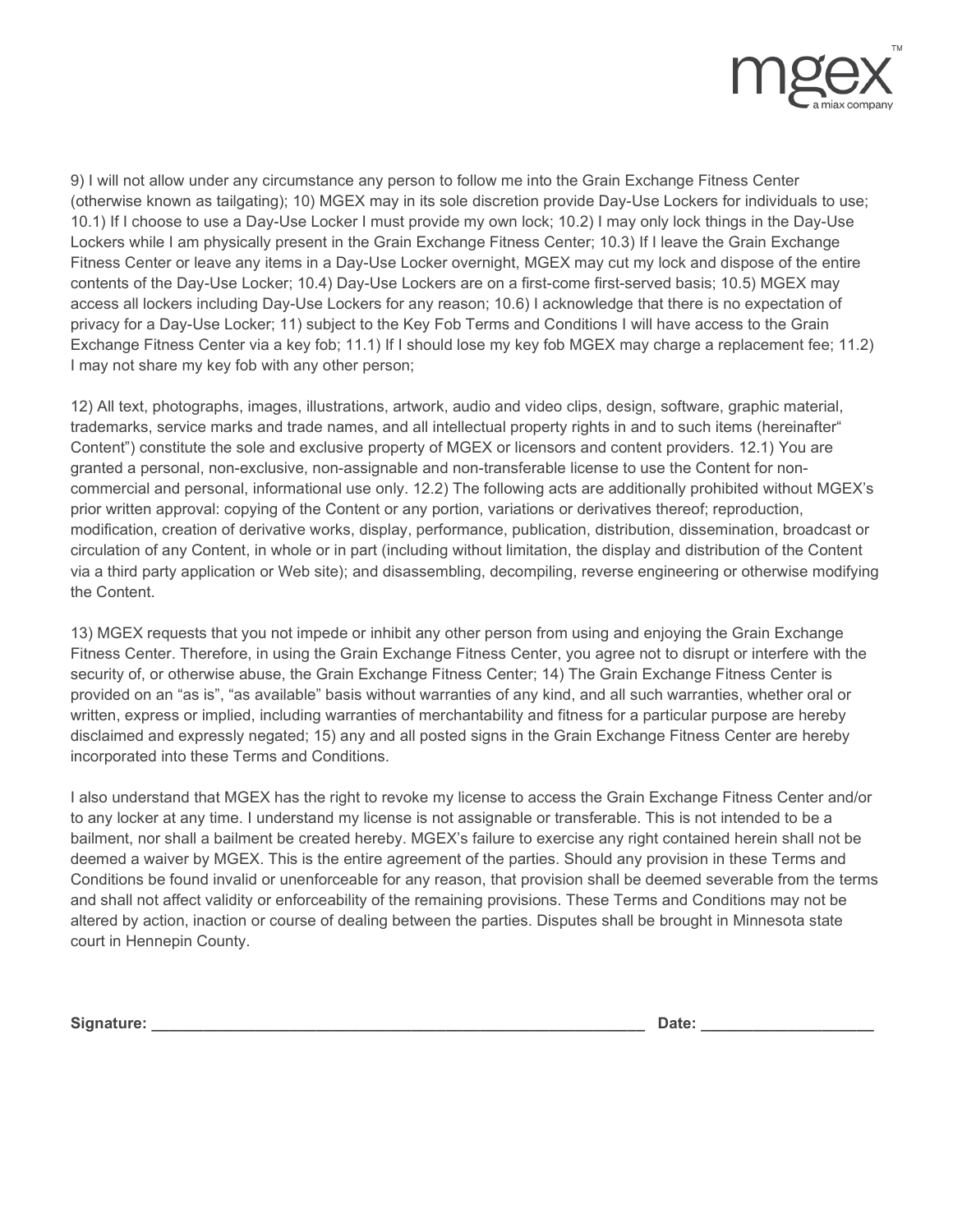9) I will not allow under any circumstance any person to follow me into the Grain Exchange Fitness Center (otherwise known as tailgating); 10) MGEX may in its sole discretion provide Day-Use Lockers for individuals to use; 10.1) If I choose to use a Day-Use Locker I must provide my own lock; 10.2) I may only lock things in the Day-Use Lockers while I am physically present in the Grain Exchange Fitness Center; 10.3) If I leave the Grain Exchange Fitness Center or leave any items in a Day-Use Locker overnight, MGEX may cut my lock and dispose of the entire contents of the Day-Use Locker; 10.4) Day-Use Lockers are on a first-come first-served basis; 10.5) MGEX may access all lockers including Day-Use Lockers for any reason; 10.6) I acknowledge that there is no expectation of privacy for a Day-Use Locker; 11) subject to the Key Fob Terms and Conditions I will have access to the Grain Exchange Fitness Center via a key fob; 11.1) If I should lose my key fob MGEX may charge a replacement fee; 11.2) I may not share my key fob with any other person;

12) All text, photographs, images, illustrations, artwork, audio and video clips, design, software, graphic material, trademarks, service marks and trade names, and all intellectual property rights in and to such items (hereinafter" Content") constitute the sole and exclusive property of MGEX or licensors and content providers. 12.1) You are granted a personal, non-exclusive, non-assignable and non-transferable license to use the Content for non-commercial and personal, informational use only. 12.2) The following acts are additionally prohibited without MGEX's prior written approval: copying of the Content or any portion, variations or derivatives thereof; reproduction, modification, creation of derivative works, display, performance, publication, distribution, dissemination, broadcast or circulation of any Content, in whole or in part (including without limitation, the display and distribution of the Content via a third party application or Web site); and disassembling, decompiling, reverse engineering or otherwise modifying the Content.

13) MGEX requests that you not impede or inhibit any other person from using and enjoying the Grain Exchange Fitness Center. Therefore, in using the Grain Exchange Fitness Center, you agree not to disrupt or interfere with the security of, or otherwise abuse, the Grain Exchange Fitness Center; 14) The Grain Exchange Fitness Center is provided on an "as is", "as available" basis without warranties of any kind, and all such warranties, whether oral or written, express or implied, including warranties of merchantability and fitness for a particular purpose are hereby disclaimed and expressly negated; 15) any and all posted signs in the Grain Exchange Fitness Center are hereby incorporated into these Terms and Conditions.

I also understand that MGEX has the right to revoke my license to access the Grain Exchange Fitness Center and/or to any locker at any time. I understand my license is not assignable or transferable. This is not intended to be a bailment, nor shall a bailment be created hereby. MGEX's failure to exercise any right contained herein shall not be deemed a waiver by MGEX. This is the entire agreement of the parties. Should any provision in these Terms and Conditions be found invalid or unenforceable for any reason, that provision shall be deemed severable from the terms and shall not affect validity or enforceability of the remaining provisions. These Terms and Conditions may not be altered by action, inaction or course of dealing between the parties. Disputes shall be brought in Minnesota state court in Hennepin County.

**Signature: ____________________________________________________________ Date: ____________________**